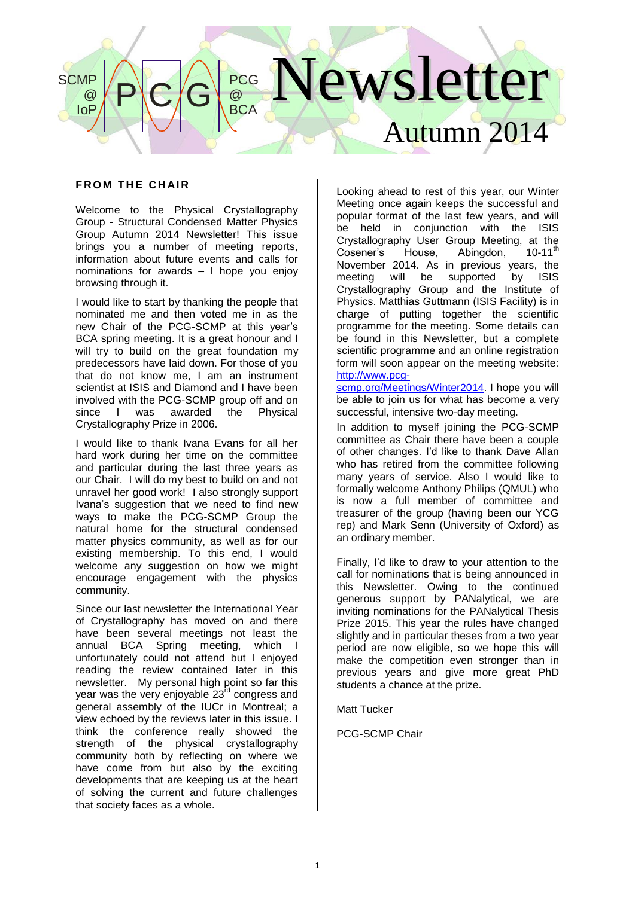# Newsletter

Autumn 2014

SCMP @ IoP — PCG — PCG @ BCA

## FROM THE CHAIR

Welcome to the Physical Crystallography Group - Structural Condensed Matter Physics Group Autumn 2014 Newsletter! This issue brings you a number of meeting reports, information about future events and calls for nominations for awards – I hope you enjoy browsing through it.

I would like to start by thanking the people that nominated me and then voted me in as the new Chair of the PCG-SCMP at this year's BCA spring meeting. It is a great honour and I will try to build on the great foundation my predecessors have laid down. For those of you that do not know me, I am an instrument scientist at ISIS and Diamond and I have been involved with the PCG-SCMP group off and on since I was awarded the Physical Crystallography Prize in 2006.

I would like to thank Ivana Evans for all her hard work during her time on the committee and particular during the last three years as our Chair. I will do my best to build on and not unravel her good work! I also strongly support Ivana's suggestion that we need to find new ways to make the PCG-SCMP Group the natural home for the structural condensed matter physics community, as well as for our existing membership. To this end, I would welcome any suggestion on how we might encourage engagement with the physics community.

Since our last newsletter the International Year of Crystallography has moved on and there have been several meetings not least the annual BCA Spring meeting, which I unfortunately could not attend but I enjoyed reading the review contained later in this newsletter. My personal high point so far this year was the very enjoyable 23rd congress and general assembly of the IUCr in Montreal; a view echoed by the reviews later in this issue. I think the conference really showed the strength of the physical crystallography community both by reflecting on where we have come from but also by the exciting developments that are keeping us at the heart of solving the current and future challenges that society faces as a whole.

Looking ahead to rest of this year, our Winter Meeting once again keeps the successful and popular format of the last few years, and will be held in conjunction with the ISIS Crystallography User Group Meeting, at the Cosener's House, Abingdon, 10-11th November 2014. As in previous years, the meeting will be supported by ISIS Crystallography Group and the Institute of Physics. Matthias Guttmann (ISIS Facility) is in charge of putting together the scientific programme for the meeting. Some details can be found in this Newsletter, but a complete scientific programme and an online registration form will soon appear on the meeting website: http://www.pcg-scmp.org/Meetings/Winter2014. I hope you will be able to join us for what has become a very successful, intensive two-day meeting.

In addition to myself joining the PCG-SCMP committee as Chair there have been a couple of other changes. I'd like to thank Dave Allan who has retired from the committee following many years of service. Also I would like to formally welcome Anthony Philips (QMUL) who is now a full member of committee and treasurer of the group (having been our YCG rep) and Mark Senn (University of Oxford) as an ordinary member.

Finally, I'd like to draw to your attention to the call for nominations that is being announced in this Newsletter. Owing to the continued generous support by PANalytical, we are inviting nominations for the PANalytical Thesis Prize 2015. This year the rules have changed slightly and in particular theses from a two year period are now eligible, so we hope this will make the competition even stronger than in previous years and give more great PhD students a chance at the prize.

Matt Tucker

PCG-SCMP Chair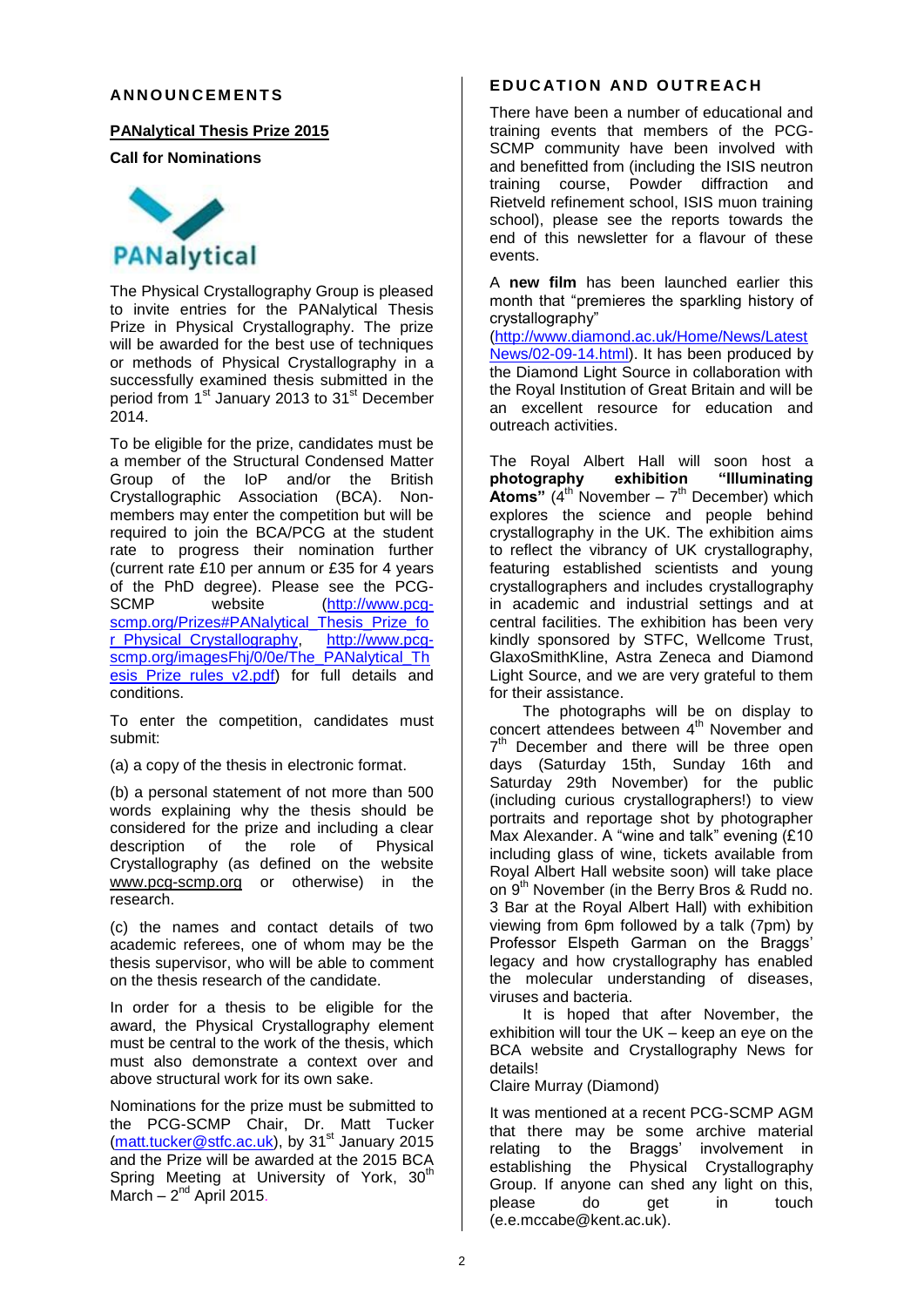## ANNOUNCEMENTS

### PANalytical Thesis Prize 2015

**Call for Nominations**

The Physical Crystallography Group is pleased to invite entries for the PANalytical Thesis Prize in Physical Crystallography. The prize will be awarded for the best use of techniques or methods of Physical Crystallography in a successfully examined thesis submitted in the period from 1st January 2013 to 31st December 2014.

To be eligible for the prize, candidates must be a member of the Structural Condensed Matter Group of the IoP and/or the British Crystallographic Association (BCA). Non-members may enter the competition but will be required to join the BCA/PCG at the student rate to progress their nomination further (current rate £10 per annum or £35 for 4 years of the PhD degree). Please see the PCG-SCMP website (http://www.pcg-scmp.org/Prizes#PANalytical_Thesis_Prize_for_Physical_Crystallography, http://www.pcg-scmp.org/imagesFhj/0/0e/The_PANalytical_Thesis_Prize_rules_v2.pdf) for full details and conditions.

To enter the competition, candidates must submit:

(a) a copy of the thesis in electronic format.

(b) a personal statement of not more than 500 words explaining why the thesis should be considered for the prize and including a clear description of the role of Physical Crystallography (as defined on the website www.pcg-scmp.org or otherwise) in the research.

(c) the names and contact details of two academic referees, one of whom may be the thesis supervisor, who will be able to comment on the thesis research of the candidate.

In order for a thesis to be eligible for the award, the Physical Crystallography element must be central to the work of the thesis, which must also demonstrate a context over and above structural work for its own sake.

Nominations for the prize must be submitted to the PCG-SCMP Chair, Dr. Matt Tucker (matt.tucker@stfc.ac.uk), by 31st January 2015 and the Prize will be awarded at the 2015 BCA Spring Meeting at University of York, 30th March – 2nd April 2015.

## EDUCATION AND OUTREACH

There have been a number of educational and training events that members of the PCG-SCMP community have been involved with and benefitted from (including the ISIS neutron training course, Powder diffraction and Rietveld refinement school, ISIS muon training school), please see the reports towards the end of this newsletter for a flavour of these events.

A **new film** has been launched earlier this month that "premieres the sparkling history of crystallography" (http://www.diamond.ac.uk/Home/News/LatestNews/02-09-14.html). It has been produced by the Diamond Light Source in collaboration with the Royal Institution of Great Britain and will be an excellent resource for education and outreach activities.

The Royal Albert Hall will soon host a **photography exhibition "Illuminating Atoms"** (4th November – 7th December) which explores the science and people behind crystallography in the UK. The exhibition aims to reflect the vibrancy of UK crystallography, featuring established scientists and young crystallographers and includes crystallography in academic and industrial settings and at central facilities. The exhibition has been very kindly sponsored by STFC, Wellcome Trust, GlaxoSmithKline, Astra Zeneca and Diamond Light Source, and we are very grateful to them for their assistance.

The photographs will be on display to concert attendees between 4th November and 7th December and there will be three open days (Saturday 15th, Sunday 16th and Saturday 29th November) for the public (including curious crystallographers!) to view portraits and reportage shot by photographer Max Alexander. A "wine and talk" evening (£10 including glass of wine, tickets available from Royal Albert Hall website soon) will take place on 9th November (in the Berry Bros & Rudd no. 3 Bar at the Royal Albert Hall) with exhibition viewing from 6pm followed by a talk (7pm) by Professor Elspeth Garman on the Braggs' legacy and how crystallography has enabled the molecular understanding of diseases, viruses and bacteria.

It is hoped that after November, the exhibition will tour the UK – keep an eye on the BCA website and Crystallography News for details!

Claire Murray (Diamond)

It was mentioned at a recent PCG-SCMP AGM that there may be some archive material relating to the Braggs' involvement in establishing the Physical Crystallography Group. If anyone can shed any light on this, please do get in touch (e.e.mccabe@kent.ac.uk).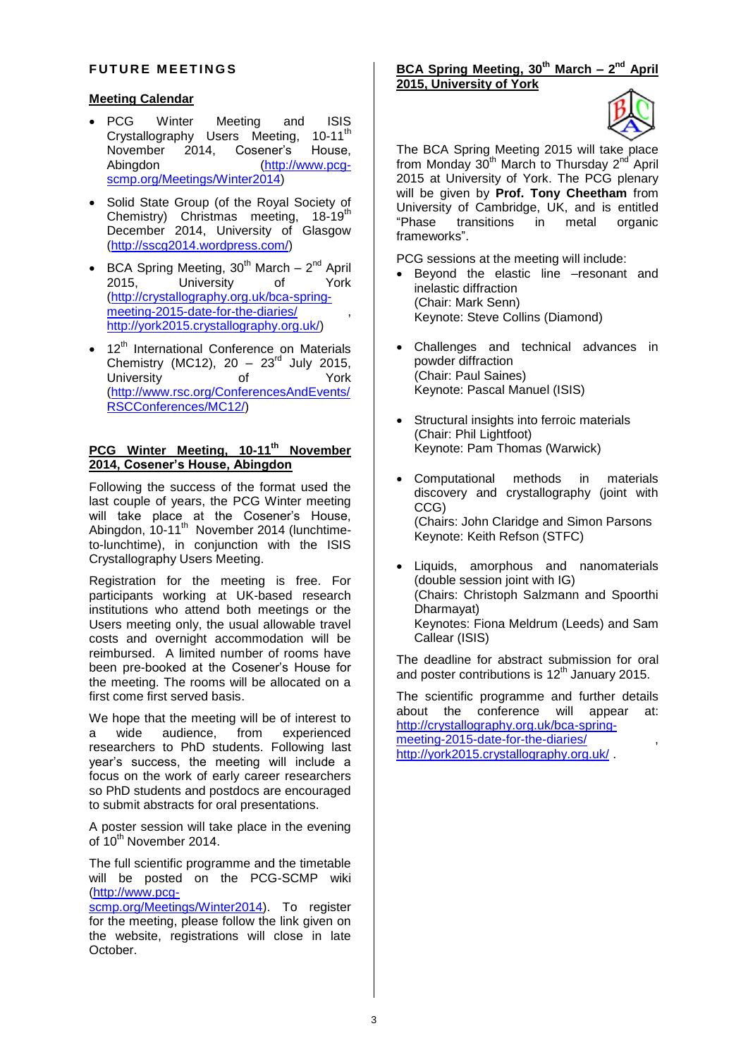## FUTURE MEETINGS

### Meeting Calendar

- PCG Winter Meeting and ISIS Crystallography Users Meeting, 10-11th November 2014, Cosener's House, Abingdon (http://www.pcg-scmp.org/Meetings/Winter2014)
- Solid State Group (of the Royal Society of Chemistry) Christmas meeting, 18-19th December 2014, University of Glasgow (http://sscg2014.wordpress.com/)
- BCA Spring Meeting, 30th March – 2nd April 2015, University of York (http://crystallography.org.uk/bca-spring-meeting-2015-date-for-the-diaries/ , http://york2015.crystallography.org.uk/)
- 12th International Conference on Materials Chemistry (MC12), 20 – 23rd July 2015, University of York (http://www.rsc.org/ConferencesAndEvents/RSCConferences/MC12/)

### PCG Winter Meeting, 10-11th November 2014, Cosener's House, Abingdon

Following the success of the format used the last couple of years, the PCG Winter meeting will take place at the Cosener's House, Abingdon, 10-11th November 2014 (lunchtime-to-lunchtime), in conjunction with the ISIS Crystallography Users Meeting.

Registration for the meeting is free. For participants working at UK-based research institutions who attend both meetings or the Users meeting only, the usual allowable travel costs and overnight accommodation will be reimbursed. A limited number of rooms have been pre-booked at the Cosener's House for the meeting. The rooms will be allocated on a first come first served basis.

We hope that the meeting will be of interest to a wide audience, from experienced researchers to PhD students. Following last year's success, the meeting will include a focus on the work of early career researchers so PhD students and postdocs are encouraged to submit abstracts for oral presentations.

A poster session will take place in the evening of 10th November 2014.

The full scientific programme and the timetable will be posted on the PCG-SCMP wiki (http://www.pcg-scmp.org/Meetings/Winter2014). To register for the meeting, please follow the link given on the website, registrations will close in late October.

### BCA Spring Meeting, 30th March – 2nd April 2015, University of York

The BCA Spring Meeting 2015 will take place from Monday 30th March to Thursday 2nd April 2015 at University of York. The PCG plenary will be given by **Prof. Tony Cheetham** from University of Cambridge, UK, and is entitled "Phase transitions in metal organic frameworks".

PCG sessions at the meeting will include:

- Beyond the elastic line –resonant and inelastic diffraction
  (Chair: Mark Senn)
  Keynote: Steve Collins (Diamond)
- Challenges and technical advances in powder diffraction
  (Chair: Paul Saines)
  Keynote: Pascal Manuel (ISIS)
- Structural insights into ferroic materials
  (Chair: Phil Lightfoot)
  Keynote: Pam Thomas (Warwick)
- Computational methods in materials discovery and crystallography (joint with CCG)
  (Chairs: John Claridge and Simon Parsons
  Keynote: Keith Refson (STFC)
- Liquids, amorphous and nanomaterials (double session joint with IG)
  (Chairs: Christoph Salzmann and Spoorthi Dharmayat)
  Keynotes: Fiona Meldrum (Leeds) and Sam Callear (ISIS)

The deadline for abstract submission for oral and poster contributions is 12th January 2015.

The scientific programme and further details about the conference will appear at: http://crystallography.org.uk/bca-spring-meeting-2015-date-for-the-diaries/ , http://york2015.crystallography.org.uk/ .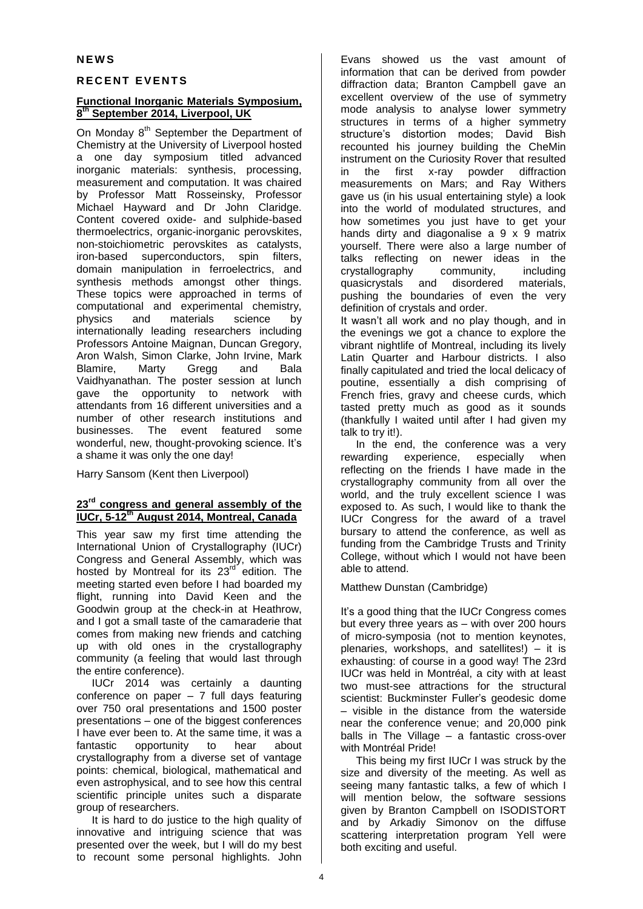## NEWS

### RECENT EVENTS

#### Functional Inorganic Materials Symposium, 8th September 2014, Liverpool, UK

On Monday 8th September the Department of Chemistry at the University of Liverpool hosted a one day symposium titled advanced inorganic materials: synthesis, processing, measurement and computation. It was chaired by Professor Matt Rosseinsky, Professor Michael Hayward and Dr John Claridge. Content covered oxide- and sulphide-based thermoelectrics, organic-inorganic perovskites, non-stoichiometric perovskites as catalysts, iron-based superconductors, spin filters, domain manipulation in ferroelectrics, and synthesis methods amongst other things. These topics were approached in terms of computational and experimental chemistry, physics and materials science by internationally leading researchers including Professors Antoine Maignan, Duncan Gregory, Aron Walsh, Simon Clarke, John Irvine, Mark Blamire, Marty Gregg and Bala Vaidhyanathan. The poster session at lunch gave the opportunity to network with attendants from 16 different universities and a number of other research institutions and businesses. The event featured some wonderful, new, thought-provoking science. It's a shame it was only the one day!

Harry Sansom (Kent then Liverpool)

#### 23rd congress and general assembly of the IUCr, 5-12th August 2014, Montreal, Canada

This year saw my first time attending the International Union of Crystallography (IUCr) Congress and General Assembly, which was hosted by Montreal for its 23rd edition. The meeting started even before I had boarded my flight, running into David Keen and the Goodwin group at the check-in at Heathrow, and I got a small taste of the camaraderie that comes from making new friends and catching up with old ones in the crystallography community (a feeling that would last through the entire conference).

IUCr 2014 was certainly a daunting conference on paper – 7 full days featuring over 750 oral presentations and 1500 poster presentations – one of the biggest conferences I have ever been to. At the same time, it was a fantastic opportunity to hear about crystallography from a diverse set of vantage points: chemical, biological, mathematical and even astrophysical, and to see how this central scientific principle unites such a disparate group of researchers.

It is hard to do justice to the high quality of innovative and intriguing science that was presented over the week, but I will do my best to recount some personal highlights. John Evans showed us the vast amount of information that can be derived from powder diffraction data; Branton Campbell gave an excellent overview of the use of symmetry mode analysis to analyse lower symmetry structures in terms of a higher symmetry structure's distortion modes; David Bish recounted his journey building the CheMin instrument on the Curiosity Rover that resulted in the first x-ray powder diffraction measurements on Mars; and Ray Withers gave us (in his usual entertaining style) a look into the world of modulated structures, and how sometimes you just have to get your hands dirty and diagonalise a 9 x 9 matrix yourself. There were also a large number of talks reflecting on newer ideas in the crystallography community, including quasicrystals and disordered materials, pushing the boundaries of even the very definition of crystals and order.

It wasn't all work and no play though, and in the evenings we got a chance to explore the vibrant nightlife of Montreal, including its lively Latin Quarter and Harbour districts. I also finally capitulated and tried the local delicacy of poutine, essentially a dish comprising of French fries, gravy and cheese curds, which tasted pretty much as good as it sounds (thankfully I waited until after I had given my talk to try it!).

In the end, the conference was a very rewarding experience, especially when reflecting on the friends I have made in the crystallography community from all over the world, and the truly excellent science I was exposed to. As such, I would like to thank the IUCr Congress for the award of a travel bursary to attend the conference, as well as funding from the Cambridge Trusts and Trinity College, without which I would not have been able to attend.

Matthew Dunstan (Cambridge)

It's a good thing that the IUCr Congress comes but every three years as – with over 200 hours of micro-symposia (not to mention keynotes, plenaries, workshops, and satellites!) – it is exhausting: of course in a good way! The 23rd IUCr was held in Montréal, a city with at least two must-see attractions for the structural scientist: Buckminster Fuller's geodesic dome – visible in the distance from the waterside near the conference venue; and 20,000 pink balls in The Village – a fantastic cross-over with Montréal Pride!

This being my first IUCr I was struck by the size and diversity of the meeting. As well as seeing many fantastic talks, a few of which I will mention below, the software sessions given by Branton Campbell on ISODISTORT and by Arkadiy Simonov on the diffuse scattering interpretation program Yell were both exciting and useful.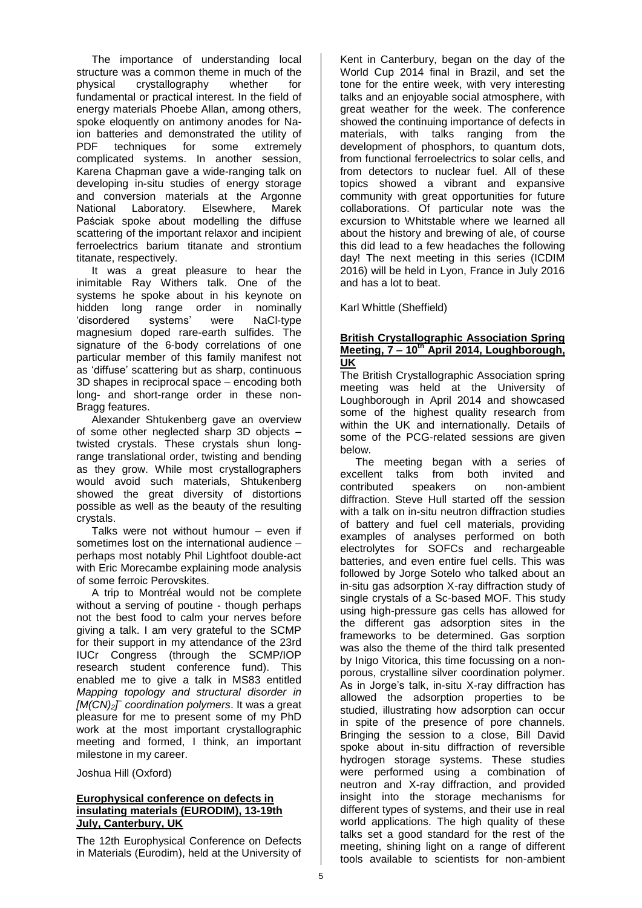The importance of understanding local structure was a common theme in much of the physical crystallography whether for fundamental or practical interest. In the field of energy materials Phoebe Allan, among others, spoke eloquently on antimony anodes for Na-ion batteries and demonstrated the utility of PDF techniques for some extremely complicated systems. In another session, Karena Chapman gave a wide-ranging talk on developing in-situ studies of energy storage and conversion materials at the Argonne National Laboratory. Elsewhere, Marek Paściak spoke about modelling the diffuse scattering of the important relaxor and incipient ferroelectrics barium titanate and strontium titanate, respectively.

It was a great pleasure to hear the inimitable Ray Withers talk. One of the systems he spoke about in his keynote on hidden long range order in nominally 'disordered systems' were NaCl-type magnesium doped rare-earth sulfides. The signature of the 6-body correlations of one particular member of this family manifest not as 'diffuse' scattering but as sharp, continuous 3D shapes in reciprocal space – encoding both long- and short-range order in these non-Bragg features.

Alexander Shtukenberg gave an overview of some other neglected sharp 3D objects – twisted crystals. These crystals shun long-range translational order, twisting and bending as they grow. While most crystallographers would avoid such materials, Shtukenberg showed the great diversity of distortions possible as well as the beauty of the resulting crystals.

Talks were not without humour – even if sometimes lost on the international audience – perhaps most notably Phil Lightfoot double-act with Eric Morecambe explaining mode analysis of some ferroic Perovskites.

A trip to Montréal would not be complete without a serving of poutine - though perhaps not the best food to calm your nerves before giving a talk. I am very grateful to the SCMP for their support in my attendance of the 23rd IUCr Congress (through the SCMP/IOP research student conference fund). This enabled me to give a talk in MS83 entitled *Mapping topology and structural disorder in $[M(CN)_2]^-$ coordination polymers*. It was a great pleasure for me to present some of my PhD work at the most important crystallographic meeting and formed, I think, an important milestone in my career.

Joshua Hill (Oxford)

## Europhysical conference on defects in insulating materials (EURODIM), 13-19th July, Canterbury, UK

The 12th Europhysical Conference on Defects in Materials (Eurodim), held at the University of Kent in Canterbury, began on the day of the World Cup 2014 final in Brazil, and set the tone for the entire week, with very interesting talks and an enjoyable social atmosphere, with great weather for the week. The conference showed the continuing importance of defects in materials, with talks ranging from the development of phosphors, to quantum dots, from functional ferroelectrics to solar cells, and from detectors to nuclear fuel. All of these topics showed a vibrant and expansive community with great opportunities for future collaborations. Of particular note was the excursion to Whitstable where we learned all about the history and brewing of ale, of course this did lead to a few headaches the following day! The next meeting in this series (ICDIM 2016) will be held in Lyon, France in July 2016 and has a lot to beat.

Karl Whittle (Sheffield)

## British Crystallographic Association Spring Meeting, 7 – 10th April 2014, Loughborough, UK

The British Crystallographic Association spring meeting was held at the University of Loughborough in April 2014 and showcased some of the highest quality research from within the UK and internationally. Details of some of the PCG-related sessions are given below.

The meeting began with a series of excellent talks from both invited and contributed speakers on non-ambient diffraction. Steve Hull started off the session with a talk on in-situ neutron diffraction studies of battery and fuel cell materials, providing examples of analyses performed on both electrolytes for SOFCs and rechargeable batteries, and even entire fuel cells. This was followed by Jorge Sotelo who talked about an in-situ gas adsorption X-ray diffraction study of single crystals of a Sc-based MOF. This study using high-pressure gas cells has allowed for the different gas adsorption sites in the frameworks to be determined. Gas sorption was also the theme of the third talk presented by Inigo Vitorica, this time focussing on a non-porous, crystalline silver coordination polymer. As in Jorge's talk, in-situ X-ray diffraction has allowed the adsorption properties to be studied, illustrating how adsorption can occur in spite of the presence of pore channels. Bringing the session to a close, Bill David spoke about in-situ diffraction of reversible hydrogen storage systems. These studies were performed using a combination of neutron and X-ray diffraction, and provided insight into the storage mechanisms for different types of systems, and their use in real world applications. The high quality of these talks set a good standard for the rest of the meeting, shining light on a range of different tools available to scientists for non-ambient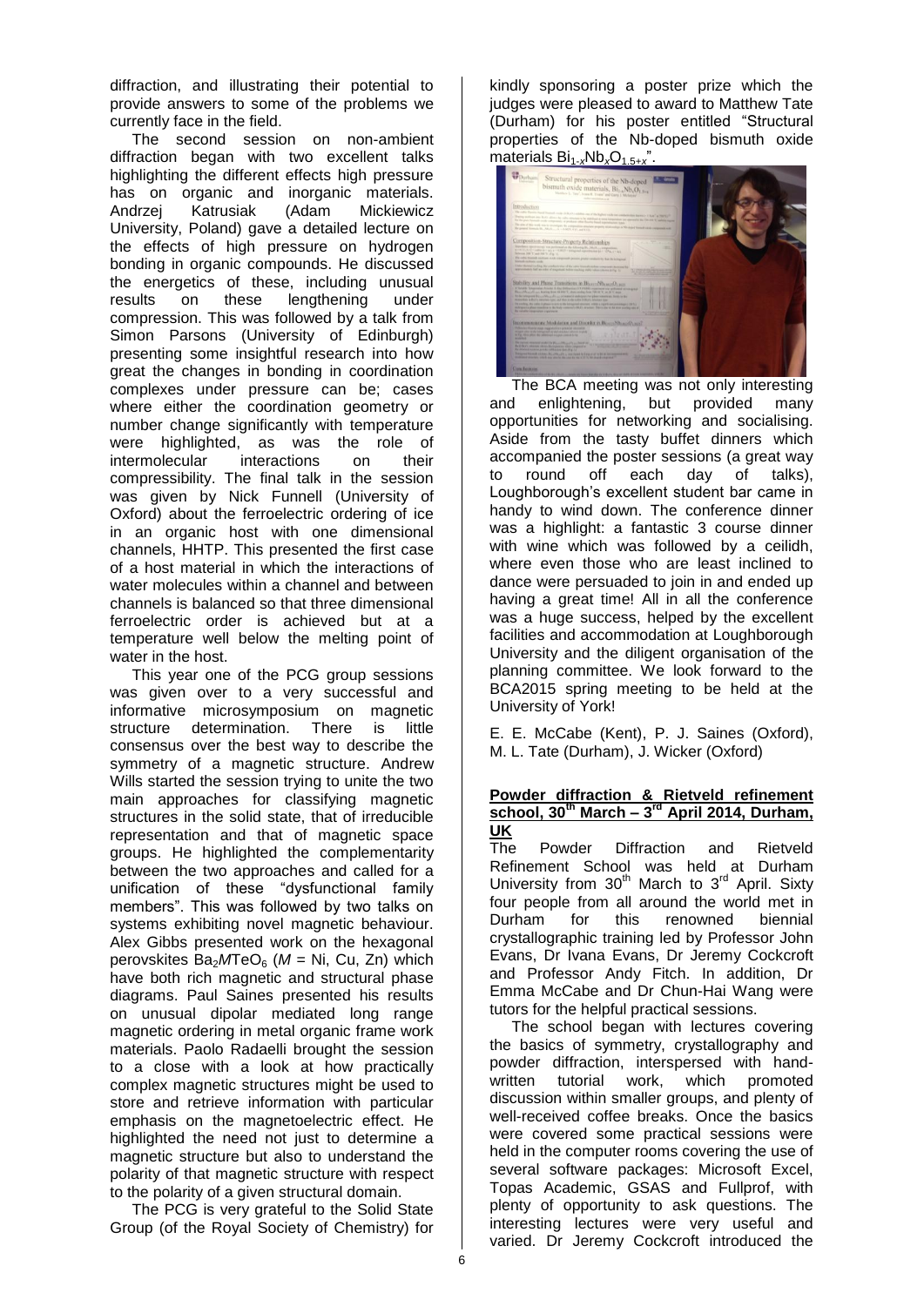diffraction, and illustrating their potential to provide answers to some of the problems we currently face in the field.

The second session on non-ambient diffraction began with two excellent talks highlighting the different effects high pressure has on organic and inorganic materials. Andrzej Katrusiak (Adam Mickiewicz University, Poland) gave a detailed lecture on the effects of high pressure on hydrogen bonding in organic compounds. He discussed the energetics of these, including unusual results on these lengthening under compression. This was followed by a talk from Simon Parsons (University of Edinburgh) presenting some insightful research into how great the changes in bonding in coordination complexes under pressure can be; cases where either the coordination geometry or number change significantly with temperature were highlighted, as was the role of intermolecular interactions on their compressibility. The final talk in the session was given by Nick Funnell (University of Oxford) about the ferroelectric ordering of ice in an organic host with one dimensional channels, HHTP. This presented the first case of a host material in which the interactions of water molecules within a channel and between channels is balanced so that three dimensional ferroelectric order is achieved but at a temperature well below the melting point of water in the host.

This year one of the PCG group sessions was given over to a very successful and informative microsymposium on magnetic structure determination. There is little consensus over the best way to describe the symmetry of a magnetic structure. Andrew Wills started the session trying to unite the two main approaches for classifying magnetic structures in the solid state, that of irreducible representation and that of magnetic space groups. He highlighted the complementarity between the two approaches and called for a unification of these "dysfunctional family members". This was followed by two talks on systems exhibiting novel magnetic behaviour. Alex Gibbs presented work on the hexagonal perovskites $Ba_2MTeO_6$ ($M$ = Ni, Cu, Zn) which have both rich magnetic and structural phase diagrams. Paul Saines presented his results on unusual dipolar mediated long range magnetic ordering in metal organic frame work materials. Paolo Radaelli brought the session to a close with a look at how practically complex magnetic structures might be used to store and retrieve information with particular emphasis on the magnetoelectric effect. He highlighted the need not just to determine a magnetic structure but also to understand the polarity of that magnetic structure with respect to the polarity of a given structural domain.

The PCG is very grateful to the Solid State Group (of the Royal Society of Chemistry) for kindly sponsoring a poster prize which the judges were pleased to award to Matthew Tate (Durham) for his poster entitled "Structural properties of the Nb-doped bismuth oxide materials $Bi_{1-x}Nb_xO_{1.5+x}$".

The BCA meeting was not only interesting and enlightening, but provided many opportunities for networking and socialising. Aside from the tasty buffet dinners which accompanied the poster sessions (a great way to round off each day of talks), Loughborough's excellent student bar came in handy to wind down. The conference dinner was a highlight: a fantastic 3 course dinner with wine which was followed by a ceilidh, where even those who are least inclined to dance were persuaded to join in and ended up having a great time! All in all the conference was a huge success, helped by the excellent facilities and accommodation at Loughborough University and the diligent organisation of the planning committee. We look forward to the BCA2015 spring meeting to be held at the University of York!

E. E. McCabe (Kent), P. J. Saines (Oxford), M. L. Tate (Durham), J. Wicker (Oxford)

## Powder diffraction & Rietveld refinement school, 30th March – 3rd April 2014, Durham, UK

The Powder Diffraction and Rietveld Refinement School was held at Durham University from 30th March to 3rd April. Sixty four people from all around the world met in Durham for this renowned biennial crystallographic training led by Professor John Evans, Dr Ivana Evans, Dr Jeremy Cockcroft and Professor Andy Fitch. In addition, Dr Emma McCabe and Dr Chun-Hai Wang were tutors for the helpful practical sessions.

The school began with lectures covering the basics of symmetry, crystallography and powder diffraction, interspersed with hand-written tutorial work, which promoted discussion within smaller groups, and plenty of well-received coffee breaks. Once the basics were covered some practical sessions were held in the computer rooms covering the use of several software packages: Microsoft Excel, Topas Academic, GSAS and Fullprof, with plenty of opportunity to ask questions. The interesting lectures were very useful and varied. Dr Jeremy Cockcroft introduced the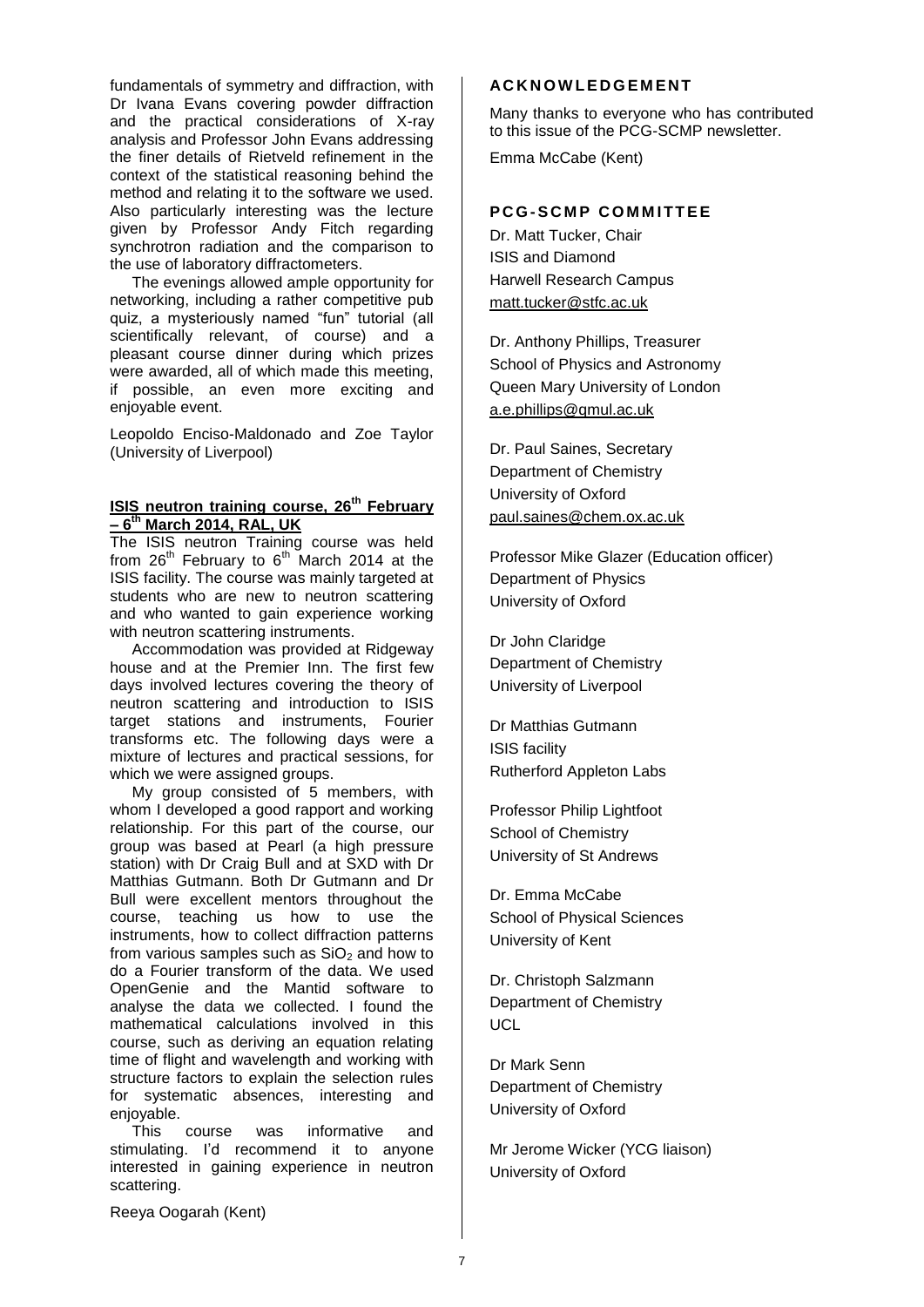fundamentals of symmetry and diffraction, with Dr Ivana Evans covering powder diffraction and the practical considerations of X-ray analysis and Professor John Evans addressing the finer details of Rietveld refinement in the context of the statistical reasoning behind the method and relating it to the software we used. Also particularly interesting was the lecture given by Professor Andy Fitch regarding synchrotron radiation and the comparison to the use of laboratory diffractometers.

The evenings allowed ample opportunity for networking, including a rather competitive pub quiz, a mysteriously named "fun" tutorial (all scientifically relevant, of course) and a pleasant course dinner during which prizes were awarded, all of which made this meeting, if possible, an even more exciting and enjoyable event.

Leopoldo Enciso-Maldonado and Zoe Taylor (University of Liverpool)

## ISIS neutron training course, 26th February – 6th March 2014, RAL, UK

The ISIS neutron Training course was held from 26th February to 6th March 2014 at the ISIS facility. The course was mainly targeted at students who are new to neutron scattering and who wanted to gain experience working with neutron scattering instruments.

Accommodation was provided at Ridgeway house and at the Premier Inn. The first few days involved lectures covering the theory of neutron scattering and introduction to ISIS target stations and instruments, Fourier transforms etc. The following days were a mixture of lectures and practical sessions, for which we were assigned groups.

My group consisted of 5 members, with whom I developed a good rapport and working relationship. For this part of the course, our group was based at Pearl (a high pressure station) with Dr Craig Bull and at SXD with Dr Matthias Gutmann. Both Dr Gutmann and Dr Bull were excellent mentors throughout the course, teaching us how to use the instruments, how to collect diffraction patterns from various samples such as $SiO_2$ and how to do a Fourier transform of the data. We used OpenGenie and the Mantid software to analyse the data we collected. I found the mathematical calculations involved in this course, such as deriving an equation relating time of flight and wavelength and working with structure factors to explain the selection rules for systematic absences, interesting and enjoyable.

This course was informative and stimulating. I'd recommend it to anyone interested in gaining experience in neutron scattering.

Reeya Oogarah (Kent)

## ACKNOWLEDGEMENT

Many thanks to everyone who has contributed to this issue of the PCG-SCMP newsletter.

Emma McCabe (Kent)

## PCG-SCMP COMMITTEE

Dr. Matt Tucker, Chair
ISIS and Diamond
Harwell Research Campus
matt.tucker@stfc.ac.uk

Dr. Anthony Phillips, Treasurer
School of Physics and Astronomy
Queen Mary University of London
a.e.phillips@qmul.ac.uk

Dr. Paul Saines, Secretary
Department of Chemistry
University of Oxford
paul.saines@chem.ox.ac.uk

Professor Mike Glazer (Education officer)
Department of Physics
University of Oxford

Dr John Claridge
Department of Chemistry
University of Liverpool

Dr Matthias Gutmann
ISIS facility
Rutherford Appleton Labs

Professor Philip Lightfoot
School of Chemistry
University of St Andrews

Dr. Emma McCabe
School of Physical Sciences
University of Kent

Dr. Christoph Salzmann
Department of Chemistry
UCL

Dr Mark Senn
Department of Chemistry
University of Oxford

Mr Jerome Wicker (YCG liaison)
University of Oxford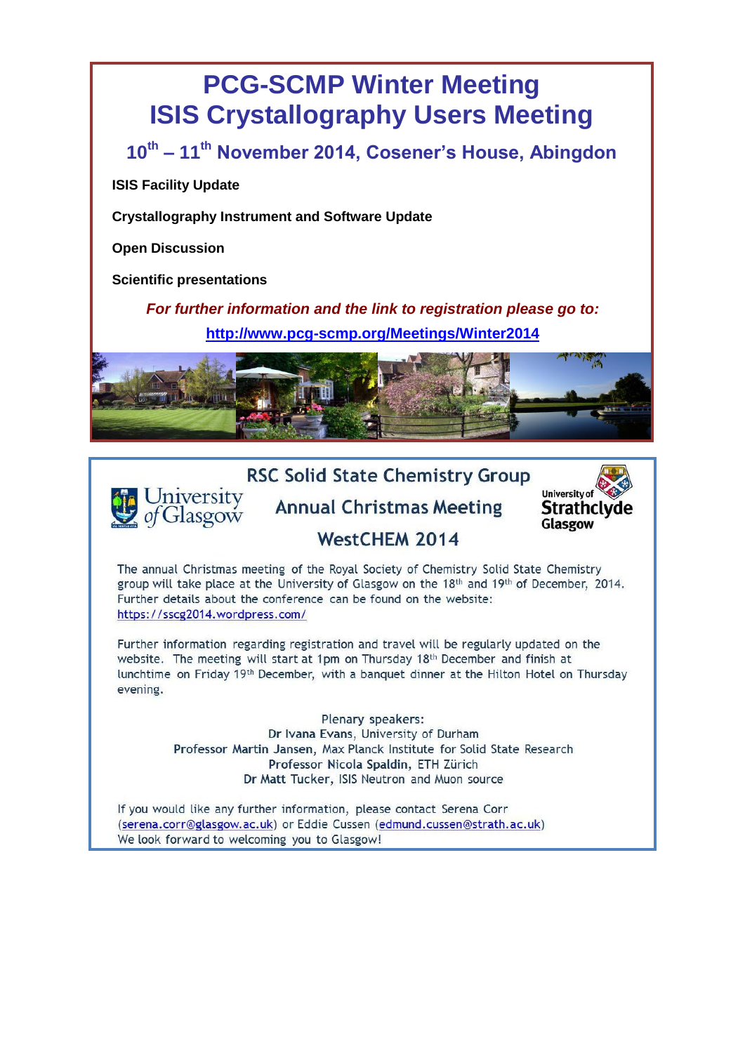# PCG-SCMP Winter Meeting
# ISIS Crystallography Users Meeting

## 10th – 11th November 2014, Cosener's House, Abingdon

**ISIS Facility Update**

**Crystallography Instrument and Software Update**

**Open Discussion**

**Scientific presentations**

***For further information and the link to registration please go to:***

**http://www.pcg-scmp.org/Meetings/Winter2014**

---

University of Glasgow

## RSC Solid State Chemistry Group

## Annual Christmas Meeting

## WestCHEM 2014

University of Strathclyde Glasgow

The annual Christmas meeting of the Royal Society of Chemistry Solid State Chemistry group will take place at the University of Glasgow on the 18th and 19th of December, 2014. Further details about the conference can be found on the website: https://sscg2014.wordpress.com/

Further information regarding registration and travel will be regularly updated on the website. The meeting will start at 1pm on Thursday 18th December and finish at lunchtime on Friday 19th December, with a banquet dinner at the Hilton Hotel on Thursday evening.

Plenary speakers:
Dr Ivana Evans, University of Durham
Professor Martin Jansen, Max Planck Institute for Solid State Research
Professor Nicola Spaldin, ETH Zürich
Dr Matt Tucker, ISIS Neutron and Muon source

If you would like any further information, please contact Serena Corr (serena.corr@glasgow.ac.uk) or Eddie Cussen (edmund.cussen@strath.ac.uk)
We look forward to welcoming you to Glasgow!